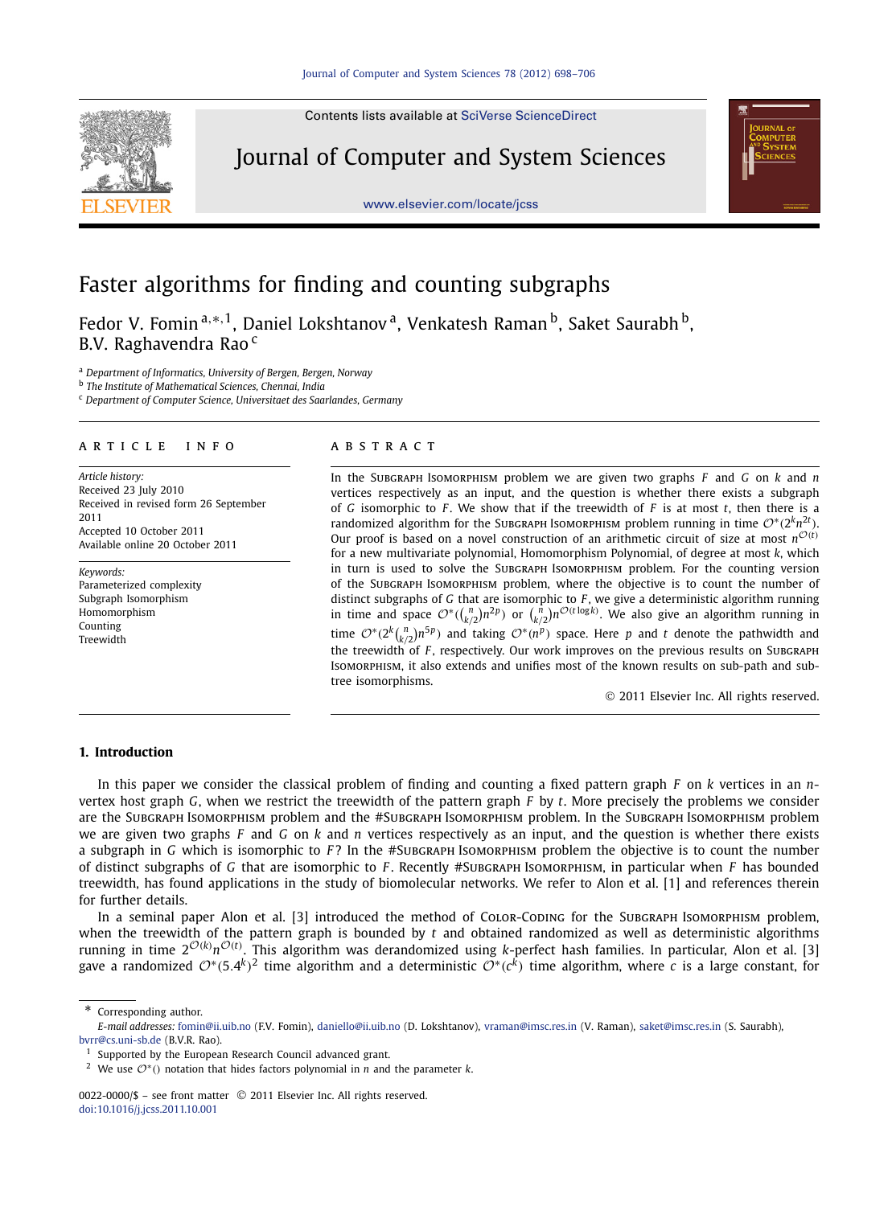Contents lists available at SciVerse ScienceDirect

# Journal of Computer and System Sciences

www.elsevier.com/locate/jcss

# Faster algorithms for finding and counting subgraphs

Fedor V. Fomin [a,*,1], Daniel Lokshtanov [a], Venkatesh Raman [b], Saket Saurabh [b], B.V. Raghavendra Rao [c]

[a] Department of Informatics, University of Bergen, Bergen, Norway
[b] The Institute of Mathematical Sciences, Chennai, India
[c] Department of Computer Science, Universitaet des Saarlandes, Germany

**ARTICLE INFO**

*Article history:*
Received 23 July 2010
Received in revised form 26 September 2011
Accepted 10 October 2011
Available online 20 October 2011

*Keywords:*
Parameterized complexity
Subgraph Isomorphism
Homomorphism
Counting
Treewidth

**ABSTRACT**

In the Subgraph Isomorphism problem we are given two graphs $F$ and $G$ on $k$ and $n$ vertices respectively as an input, and the question is whether there exists a subgraph of $G$ isomorphic to $F$. We show that if the treewidth of $F$ is at most $t$, then there is a randomized algorithm for the Subgraph Isomorphism problem running in time $\mathcal{O}^*(2^k n^{2t})$. Our proof is based on a novel construction of an arithmetic circuit of size at most $n^{\mathcal{O}(t)}$ for a new multivariate polynomial, Homomorphism Polynomial, of degree at most $k$, which in turn is used to solve the Subgraph Isomorphism problem. For the counting version of the Subgraph Isomorphism problem, where the objective is to count the number of distinct subgraphs of $G$ that are isomorphic to $F$, we give a deterministic algorithm running in time and space $\mathcal{O}^*(\binom{n}{k/2} n^{2p})$ or $\binom{n}{k/2} n^{\mathcal{O}(t \log k)}$. We also give an algorithm running in time $\mathcal{O}^*(2^k \binom{n}{k/2} n^{5p})$ and taking $\mathcal{O}^*(n^p)$ space. Here $p$ and $t$ denote the pathwidth and the treewidth of $F$, respectively. Our work improves on the previous results on Subgraph Isomorphism, it also extends and unifies most of the known results on sub-path and sub-tree isomorphisms.

© 2011 Elsevier Inc. All rights reserved.

## 1. Introduction

In this paper we consider the classical problem of finding and counting a fixed pattern graph $F$ on $k$ vertices in an $n$-vertex host graph $G$, when we restrict the treewidth of the pattern graph $F$ by $t$. More precisely the problems we consider are the Subgraph Isomorphism problem and the #Subgraph Isomorphism problem. In the Subgraph Isomorphism problem we are given two graphs $F$ and $G$ on $k$ and $n$ vertices respectively as an input, and the question is whether there exists a subgraph in $G$ which is isomorphic to $F$? In the #Subgraph Isomorphism problem the objective is to count the number of distinct subgraphs of $G$ that are isomorphic to $F$. Recently #Subgraph Isomorphism, in particular when $F$ has bounded treewidth, has found applications in the study of biomolecular networks. We refer to Alon et al. [1] and references therein for further details.

In a seminal paper Alon et al. [3] introduced the method of Color-Coding for the Subgraph Isomorphism problem, when the treewidth of the pattern graph is bounded by $t$ and obtained randomized as well as deterministic algorithms running in time $2^{\mathcal{O}(k)} n^{\mathcal{O}(t)}$. This algorithm was derandomized using $k$-perfect hash families. In particular, Alon et al. [3] gave a randomized $\mathcal{O}^*(5.4^k)$[2] time algorithm and a deterministic $\mathcal{O}^*(c^k)$ time algorithm, where $c$ is a large constant, for

---

* Corresponding author.
*E-mail addresses:* fomin@ii.uib.no (F.V. Fomin), daniello@ii.uib.no (D. Lokshtanov), vraman@imsc.res.in (V. Raman), saket@imsc.res.in (S. Saurabh), bvrr@cs.uni-sb.de (B.V.R. Rao).

[1] Supported by the European Research Council advanced grant.

[2] We use $\mathcal{O}^*()$ notation that hides factors polynomial in $n$ and the parameter $k$.

0022-0000/$ – see front matter © 2011 Elsevier Inc. All rights reserved.
doi:10.1016/j.jcss.2011.10.001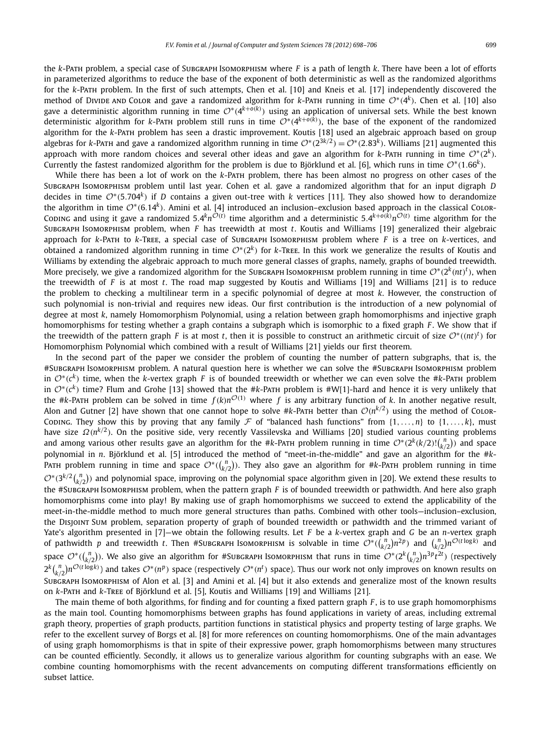the *k*-Path problem, a special case of Subgraph Isomorphism where *F* is a path of length *k*. There have been a lot of efforts in parameterized algorithms to reduce the base of the exponent of both deterministic as well as the randomized algorithms for the *k*-Path problem. In the first of such attempts, Chen et al. [10] and Kneis et al. [17] independently discovered the method of Divide and Color and gave a randomized algorithm for *k*-Path running in time $\mathcal{O}^*(4^k)$. Chen et al. [10] also gave a deterministic algorithm running in time $\mathcal{O}^*(4^{k+o(k)})$ using an application of universal sets. While the best known deterministic algorithm for *k*-Path problem still runs in time $\mathcal{O}^*(4^{k+o(k)})$, the base of the exponent of the randomized algorithm for the *k*-Path problem has seen a drastic improvement. Koutis [18] used an algebraic approach based on group algebras for *k*-Path and gave a randomized algorithm running in time $\mathcal{O}^*(2^{3k/2}) = \mathcal{O}^*(2.83^k)$. Williams [21] augmented this approach with more random choices and several other ideas and gave an algorithm for *k*-Path running in time $\mathcal{O}^*(2^k)$. Currently the fastest randomized algorithm for the problem is due to Björklund et al. [6], which runs in time $\mathcal{O}^*(1.66^k)$.

While there has been a lot of work on the *k*-Path problem, there has been almost no progress on other cases of the Subgraph Isomorphism problem until last year. Cohen et al. gave a randomized algorithm that for an input digraph *D* decides in time $\mathcal{O}^*(5.704^k)$ if *D* contains a given out-tree with *k* vertices [11]. They also showed how to derandomize the algorithm in time $\mathcal{O}^*(6.14^k)$. Amini et al. [4] introduced an inclusion–exclusion based approach in the classical Color-Coding and using it gave a randomized $5.4^k n^{\mathcal{O}(t)}$ time algorithm and a deterministic $5.4^{k+o(k)} n^{\mathcal{O}(t)}$ time algorithm for the Subgraph Isomorphism problem, when *F* has treewidth at most *t*. Koutis and Williams [19] generalized their algebraic approach for *k*-Path to *k*-Tree, a special case of Subgraph Isomorphism problem where *F* is a tree on *k*-vertices, and obtained a randomized algorithm running in time $\mathcal{O}^*(2^k)$ for *k*-Tree. In this work we generalize the results of Koutis and Williams by extending the algebraic approach to much more general classes of graphs, namely, graphs of bounded treewidth. More precisely, we give a randomized algorithm for the Subgraph Isomorphism problem running in time $\mathcal{O}^*(2^k(nt)^t)$, when the treewidth of *F* is at most *t*. The road map suggested by Koutis and Williams [19] and Williams [21] is to reduce the problem to checking a multilinear term in a specific polynomial of degree at most *k*. However, the construction of such polynomial is non-trivial and requires new ideas. Our first contribution is the introduction of a new polynomial of degree at most *k*, namely Homomorphism Polynomial, using a relation between graph homomorphisms and injective graph homomorphisms for testing whether a graph contains a subgraph which is isomorphic to a fixed graph *F*. We show that if the treewidth of the pattern graph *F* is at most *t*, then it is possible to construct an arithmetic circuit of size $\mathcal{O}^*((nt)^t)$ for Homomorphism Polynomial which combined with a result of Williams [21] yields our first theorem.

In the second part of the paper we consider the problem of counting the number of pattern subgraphs, that is, the #Subgraph Isomorphism problem. A natural question here is whether we can solve the #Subgraph Isomorphism problem in $\mathcal{O}^*(c^k)$ time, when the *k*-vertex graph *F* is of bounded treewidth or whether we can even solve the #*k*-Path problem in $\mathcal{O}^*(c^k)$ time? Flum and Grohe [13] showed that the #*k*-Path problem is #W[1]-hard and hence it is very unlikely that the #*k*-Path problem can be solved in time $f(k)n^{\mathcal{O}(1)}$ where *f* is any arbitrary function of *k*. In another negative result, Alon and Gutner [2] have shown that one cannot hope to solve #*k*-Path better than $\mathcal{O}(n^{k/2})$ using the method of Color-Coding. They show this by proving that any family $\mathcal{F}$ of "balanced hash functions" from $\{1,\ldots,n\}$ to $\{1,\ldots,k\}$, must have size $\Omega(n^{k/2})$. On the positive side, very recently Vassilevska and Williams [20] studied various counting problems and among various other results gave an algorithm for the #*k*-Path problem running in time $\mathcal{O}^*(2^k(k/2)!\binom{n}{k/2})$ and space polynomial in *n*. Björklund et al. [5] introduced the method of "meet-in-the-middle" and gave an algorithm for the #*k*-Path problem running in time and space $\mathcal{O}^*(\binom{n}{k/2})$. They also gave an algorithm for #*k*-Path problem running in time $\mathcal{O}^*(3^{k/2}\binom{n}{k/2})$ and polynomial space, improving on the polynomial space algorithm given in [20]. We extend these results to the #Subgraph Isomorphism problem, when the pattern graph *F* is of bounded treewidth or pathwidth. And here also graph homomorphisms come into play! By making use of graph homomorphisms we succeed to extend the applicability of the meet-in-the-middle method to much more general structures than paths. Combined with other tools—inclusion–exclusion, the Disjoint Sum problem, separation property of graph of bounded treewidth or pathwidth and the trimmed variant of Yate's algorithm presented in [7]—we obtain the following results. Let *F* be a *k*-vertex graph and *G* be an *n*-vertex graph of pathwidth *p* and treewidth *t*. Then #Subgraph Isomorphism is solvable in time $\mathcal{O}^*(\binom{n}{k/2}n^{2p})$ and $\binom{n}{k/2}n^{\mathcal{O}(t\log k)}$ and space $\mathcal{O}^*(\binom{n}{k/2})$. We also give an algorithm for #Subgraph Isomorphism that runs in time $\mathcal{O}^*(2^k\binom{n}{k/2}n^{3p}t^{2t})$ (respectively $2^k\binom{n}{k/2}n^{\mathcal{O}(t\log k)}$) and takes $\mathcal{O}^*(n^p)$ space (respectively $\mathcal{O}^*(n^t)$ space). Thus our work not only improves on known results on Subgraph Isomorphism of Alon et al. [3] and Amini et al. [4] but it also extends and generalize most of the known results on *k*-Path and *k*-Tree of Björklund et al. [5], Koutis and Williams [19] and Williams [21].

The main theme of both algorithms, for finding and for counting a fixed pattern graph *F*, is to use graph homomorphisms as the main tool. Counting homomorphisms between graphs has found applications in variety of areas, including extremal graph theory, properties of graph products, partition functions in statistical physics and property testing of large graphs. We refer to the excellent survey of Borgs et al. [8] for more references on counting homomorphisms. One of the main advantages of using graph homomorphisms is that in spite of their expressive power, graph homomorphisms between many structures can be counted efficiently. Secondly, it allows us to generalize various algorithm for counting subgraphs with an ease. We combine counting homomorphisms with the recent advancements on computing different transformations efficiently on subset lattice.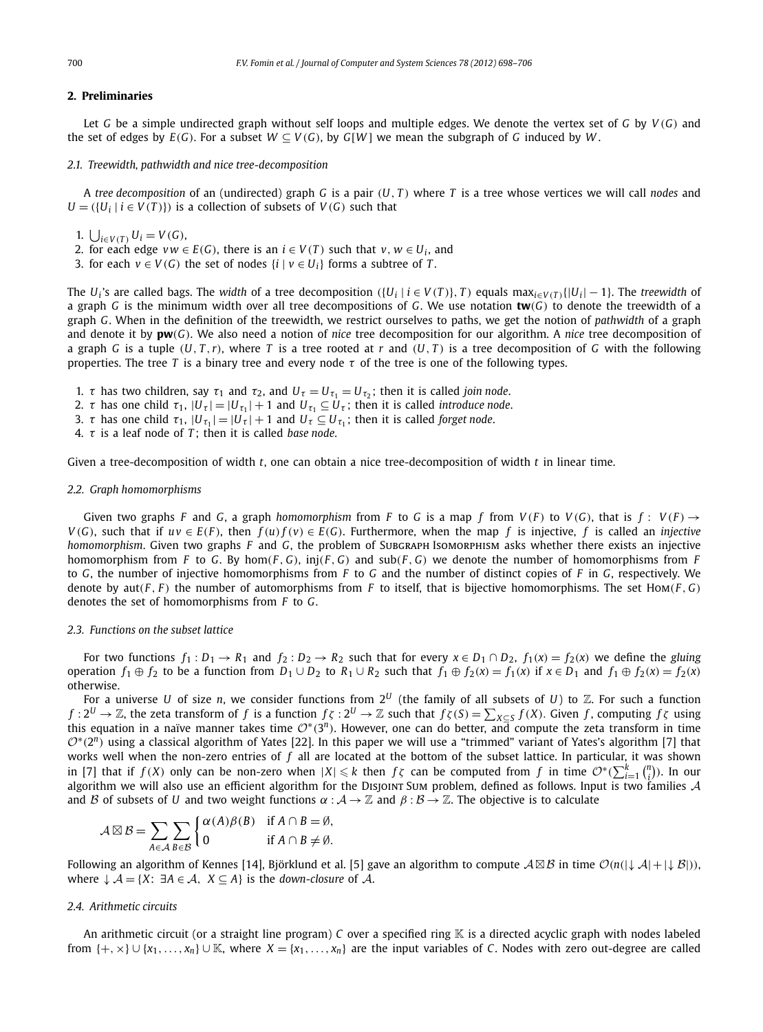## 2. Preliminaries

Let $G$ be a simple undirected graph without self loops and multiple edges. We denote the vertex set of $G$ by $V(G)$ and the set of edges by $E(G)$. For a subset $W \subseteq V(G)$, by $G[W]$ we mean the subgraph of $G$ induced by $W$.

### 2.1. Treewidth, pathwidth and nice tree-decomposition

A *tree decomposition* of an (undirected) graph $G$ is a pair $(U, T)$ where $T$ is a tree whose vertices we will call *nodes* and $U = (\{U_i \mid i \in V(T)\})$ is a collection of subsets of $V(G)$ such that

1. $\bigcup_{i \in V(T)} U_i = V(G)$,
2. for each edge $vw \in E(G)$, there is an $i \in V(T)$ such that $v, w \in U_i$, and
3. for each $v \in V(G)$ the set of nodes $\{i \mid v \in U_i\}$ forms a subtree of $T$.

The $U_i$'s are called bags. The *width* of a tree decomposition $(\{U_i \mid i \in V(T)\}, T)$ equals $\max_{i \in V(T)}\{|U_i| - 1\}$. The *treewidth* of a graph $G$ is the minimum width over all tree decompositions of $G$. We use notation $\mathbf{tw}(G)$ to denote the treewidth of a graph $G$. When in the definition of the treewidth, we restrict ourselves to paths, we get the notion of *pathwidth* of a graph and denote it by $\mathbf{pw}(G)$. We also need a notion of *nice* tree decomposition for our algorithm. A *nice* tree decomposition of a graph $G$ is a tuple $(U, T, r)$, where $T$ is a tree rooted at $r$ and $(U, T)$ is a tree decomposition of $G$ with the following properties. The tree $T$ is a binary tree and every node $\tau$ of the tree is one of the following types.

1. $\tau$ has two children, say $\tau_1$ and $\tau_2$, and $U_\tau = U_{\tau_1} = U_{\tau_2}$; then it is called *join node*.
2. $\tau$ has one child $\tau_1$, $|U_\tau| = |U_{\tau_1}| + 1$ and $U_{\tau_1} \subseteq U_\tau$; then it is called *introduce node*.
3. $\tau$ has one child $\tau_1$, $|U_{\tau_1}| = |U_\tau| + 1$ and $U_\tau \subseteq U_{\tau_1}$; then it is called *forget node*.
4. $\tau$ is a leaf node of $T$; then it is called *base node*.

Given a tree-decomposition of width $t$, one can obtain a nice tree-decomposition of width $t$ in linear time.

### 2.2. Graph homomorphisms

Given two graphs $F$ and $G$, a graph *homomorphism* from $F$ to $G$ is a map $f$ from $V(F)$ to $V(G)$, that is $f: V(F) \to V(G)$, such that if $uv \in E(F)$, then $f(u)f(v) \in E(G)$. Furthermore, when the map $f$ is injective, $f$ is called an *injective homomorphism*. Given two graphs $F$ and $G$, the problem of Subgraph Isomorphism asks whether there exists an injective homomorphism from $F$ to $G$. By $\text{hom}(F, G)$, $\text{inj}(F, G)$ and $\text{sub}(F, G)$ we denote the number of homomorphisms from $F$ to $G$, the number of injective homomorphisms from $F$ to $G$ and the number of distinct copies of $F$ in $G$, respectively. We denote by $\text{aut}(F, F)$ the number of automorphisms from $F$ to itself, that is bijective homomorphisms. The set $\text{Hom}(F, G)$ denotes the set of homomorphisms from $F$ to $G$.

### 2.3. Functions on the subset lattice

For two functions $f_1 : D_1 \to R_1$ and $f_2 : D_2 \to R_2$ such that for every $x \in D_1 \cap D_2$, $f_1(x) = f_2(x)$ we define the *gluing* operation $f_1 \oplus f_2$ to be a function from $D_1 \cup D_2$ to $R_1 \cup R_2$ such that $f_1 \oplus f_2(x) = f_1(x)$ if $x \in D_1$ and $f_1 \oplus f_2(x) = f_2(x)$ otherwise.

For a universe $U$ of size $n$, we consider functions from $2^U$ (the family of all subsets of $U$) to $\mathbb{Z}$. For such a function $f : 2^U \to \mathbb{Z}$, the zeta transform of $f$ is a function $f\zeta : 2^U \to \mathbb{Z}$ such that $f\zeta(S) = \sum_{X \subseteq S} f(X)$. Given $f$, computing $f\zeta$ using this equation in a naïve manner takes time $\mathcal{O}^*(3^n)$. However, one can do better, and compute the zeta transform in time $\mathcal{O}^*(2^n)$ using a classical algorithm of Yates [22]. In this paper we will use a "trimmed" variant of Yates's algorithm [7] that works well when the non-zero entries of $f$ all are located at the bottom of the subset lattice. In particular, it was shown in [7] that if $f(X)$ only can be non-zero when $|X| \leqslant k$ then $f\zeta$ can be computed from $f$ in time $\mathcal{O}^*(\sum_{i=1}^{k} \binom{n}{i})$. In our algorithm we will also use an efficient algorithm for the Disjoint Sum problem, defined as follows. Input is two families $\mathcal{A}$ and $\mathcal{B}$ of subsets of $U$ and two weight functions $\alpha : \mathcal{A} \to \mathbb{Z}$ and $\beta : \mathcal{B} \to \mathbb{Z}$. The objective is to calculate

$$\mathcal{A} \boxtimes \mathcal{B} = \sum_{A \in \mathcal{A}} \sum_{B \in \mathcal{B}} \begin{cases} \alpha(A)\beta(B) & \text{if } A \cap B = \emptyset, \\ 0 & \text{if } A \cap B \neq \emptyset. \end{cases}$$

Following an algorithm of Kennes [14], Björklund et al. [5] gave an algorithm to compute $\mathcal{A} \boxtimes \mathcal{B}$ in time $\mathcal{O}(n(|{\downarrow} \mathcal{A}| + |{\downarrow} \mathcal{B}|))$, where ${\downarrow} \mathcal{A} = \{X \colon \exists A \in \mathcal{A},\ X \subseteq A\}$ is the *down-closure* of $\mathcal{A}$.

### 2.4. Arithmetic circuits

An arithmetic circuit (or a straight line program) $C$ over a specified ring $\mathbb{K}$ is a directed acyclic graph with nodes labeled from $\{+, \times\} \cup \{x_1, \ldots, x_n\} \cup \mathbb{K}$, where $X = \{x_1, \ldots, x_n\}$ are the input variables of $C$. Nodes with zero out-degree are called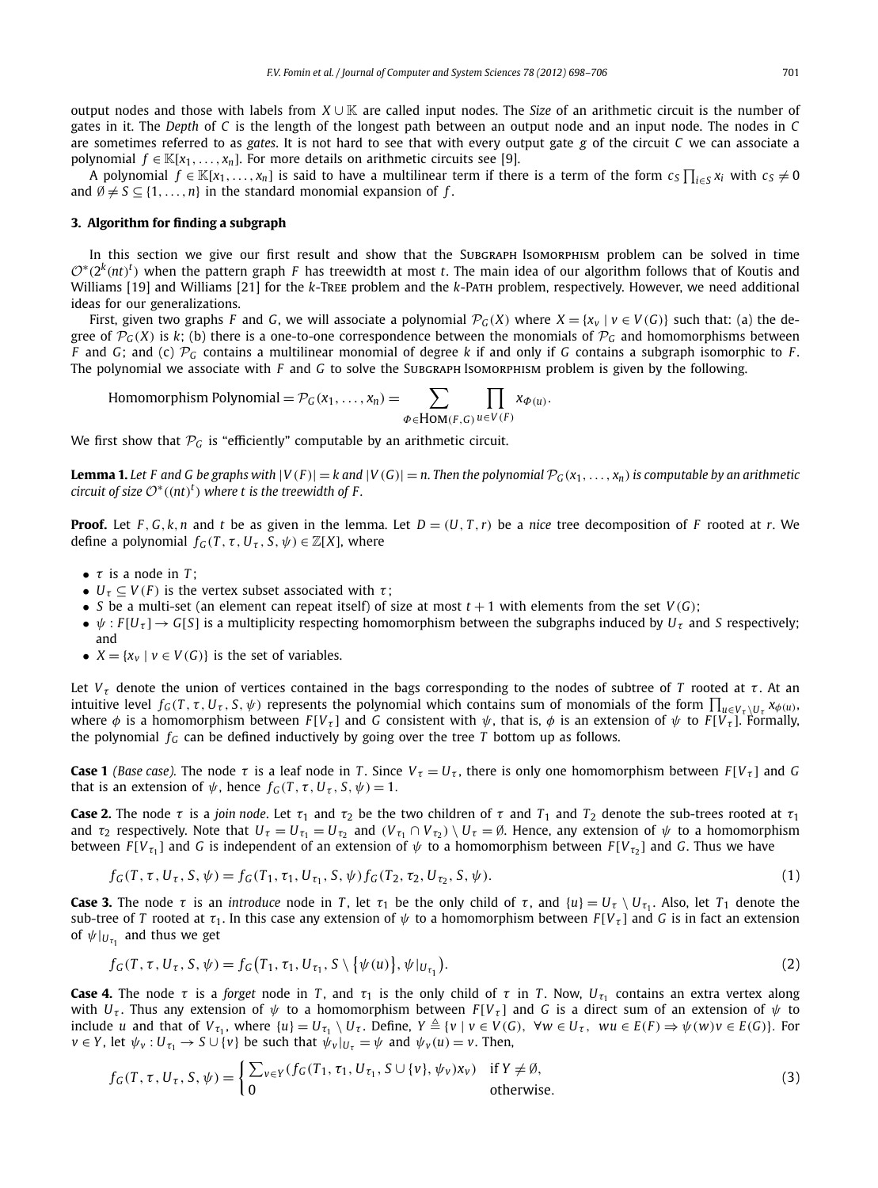output nodes and those with labels from $X \cup \mathbb{K}$ are called input nodes. The *Size* of an arithmetic circuit is the number of gates in it. The *Depth* of $C$ is the length of the longest path between an output node and an input node. The nodes in $C$ are sometimes referred to as *gates*. It is not hard to see that with every output gate $g$ of the circuit $C$ we can associate a polynomial $f \in \mathbb{K}[x_1, \ldots, x_n]$. For more details on arithmetic circuits see [9].

A polynomial $f \in \mathbb{K}[x_1, \ldots, x_n]$ is said to have a multilinear term if there is a term of the form $c_S \prod_{i \in S} x_i$ with $c_S \neq 0$ and $\emptyset \neq S \subseteq \{1, \ldots, n\}$ in the standard monomial expansion of $f$.

## 3. Algorithm for finding a subgraph

In this section we give our first result and show that the Subgraph Isomorphism problem can be solved in time $\mathcal{O}^*(2^k(nt)^t)$ when the pattern graph $F$ has treewidth at most $t$. The main idea of our algorithm follows that of Koutis and Williams [19] and Williams [21] for the $k$-Tree problem and the $k$-Path problem, respectively. However, we need additional ideas for our generalizations.

First, given two graphs $F$ and $G$, we will associate a polynomial $\mathcal{P}_G(X)$ where $X = \{x_v \mid v \in V(G)\}$ such that: (a) the degree of $\mathcal{P}_G(X)$ is $k$; (b) there is a one-to-one correspondence between the monomials of $\mathcal{P}_G$ and homomorphisms between $F$ and $G$; and (c) $\mathcal{P}_G$ contains a multilinear monomial of degree $k$ if and only if $G$ contains a subgraph isomorphic to $F$. The polynomial we associate with $F$ and $G$ to solve the Subgraph Isomorphism problem is given by the following.

$$\text{Homomorphism Polynomial} = \mathcal{P}_G(x_1, \ldots, x_n) = \sum_{\Phi \in \text{HOM}(F,G)} \prod_{u \in V(F)} x_{\Phi(u)}.$$

We first show that $\mathcal{P}_G$ is "efficiently" computable by an arithmetic circuit.

**Lemma 1.** *Let $F$ and $G$ be graphs with $|V(F)| = k$ and $|V(G)| = n$. Then the polynomial $\mathcal{P}_G(x_1, \ldots, x_n)$ is computable by an arithmetic circuit of size $\mathcal{O}^*((nt)^t)$ where $t$ is the treewidth of $F$.*

**Proof.** Let $F, G, k, n$ and $t$ be as given in the lemma. Let $D = (U, T, r)$ be a *nice* tree decomposition of $F$ rooted at $r$. We define a polynomial $f_G(T, \tau, U_\tau, S, \psi) \in \mathbb{Z}[X]$, where

- $\tau$ is a node in $T$;
- $U_\tau \subseteq V(F)$ is the vertex subset associated with $\tau$;
- $S$ be a multi-set (an element can repeat itself) of size at most $t + 1$ with elements from the set $V(G)$;
- $\psi : F[U_\tau] \to G[S]$ is a multiplicity respecting homomorphism between the subgraphs induced by $U_\tau$ and $S$ respectively; and
- $X = \{x_v \mid v \in V(G)\}$ is the set of variables.

Let $V_\tau$ denote the union of vertices contained in the bags corresponding to the nodes of subtree of $T$ rooted at $\tau$. At an intuitive level $f_G(T, \tau, U_\tau, S, \psi)$ represents the polynomial which contains sum of monomials of the form $\prod_{u \in V_\tau \setminus U_\tau} x_{\phi(u)}$, where $\phi$ is a homomorphism between $F[V_\tau]$ and $G$ consistent with $\psi$, that is, $\phi$ is an extension of $\psi$ to $F[V_\tau]$. Formally, the polynomial $f_G$ can be defined inductively by going over the tree $T$ bottom up as follows.

**Case 1** *(Base case).* The node $\tau$ is a leaf node in $T$. Since $V_\tau = U_\tau$, there is only one homomorphism between $F[V_\tau]$ and $G$ that is an extension of $\psi$, hence $f_G(T, \tau, U_\tau, S, \psi) = 1$.

**Case 2.** The node $\tau$ is a *join node*. Let $\tau_1$ and $\tau_2$ be the two children of $\tau$ and $T_1$ and $T_2$ denote the sub-trees rooted at $\tau_1$ and $\tau_2$ respectively. Note that $U_\tau = U_{\tau_1} = U_{\tau_2}$ and $(V_{\tau_1} \cap V_{\tau_2}) \setminus U_\tau = \emptyset$. Hence, any extension of $\psi$ to a homomorphism between $F[V_{\tau_1}]$ and $G$ is independent of an extension of $\psi$ to a homomorphism between $F[V_{\tau_2}]$ and $G$. Thus we have

$$f_G(T, \tau, U_\tau, S, \psi) = f_G(T_1, \tau_1, U_{\tau_1}, S, \psi) f_G(T_2, \tau_2, U_{\tau_2}, S, \psi). \tag{1}$$

**Case 3.** The node $\tau$ is an *introduce* node in $T$, let $\tau_1$ be the only child of $\tau$, and $\{u\} = U_\tau \setminus U_{\tau_1}$. Also, let $T_1$ denote the sub-tree of $T$ rooted at $\tau_1$. In this case any extension of $\psi$ to a homomorphism between $F[V_\tau]$ and $G$ is in fact an extension of $\psi|_{U_{\tau_1}}$ and thus we get

$$f_G(T, \tau, U_\tau, S, \psi) = f_G\big(T_1, \tau_1, U_{\tau_1}, S \setminus \{\psi(u)\}, \psi|_{U_{\tau_1}}\big). \tag{2}$$

**Case 4.** The node $\tau$ is a *forget* node in $T$, and $\tau_1$ is the only child of $\tau$ in $T$. Now, $U_{\tau_1}$ contains an extra vertex along with $U_\tau$. Thus any extension of $\psi$ to a homomorphism between $F[V_\tau]$ and $G$ is a direct sum of an extension of $\psi$ to include $u$ and that of $V_{\tau_1}$, where $\{u\} = U_{\tau_1} \setminus U_\tau$. Define, $Y \triangleq \{v \mid v \in V(G),\ \forall w \in U_\tau,\ wu \in E(F) \Rightarrow \psi(w)v \in E(G)\}$. For $v \in Y$, let $\psi_v : U_{\tau_1} \to S \cup \{v\}$ be such that $\psi_v|_{U_\tau} = \psi$ and $\psi_v(u) = v$. Then,

$$f_G(T, \tau, U_\tau, S, \psi) = \begin{cases} \sum_{v \in Y} (f_G(T_1, \tau_1, U_{\tau_1}, S \cup \{v\}, \psi_v) x_v) & \text{if } Y \neq \emptyset, \\ 0 & \text{otherwise.} \end{cases} \tag{3}$$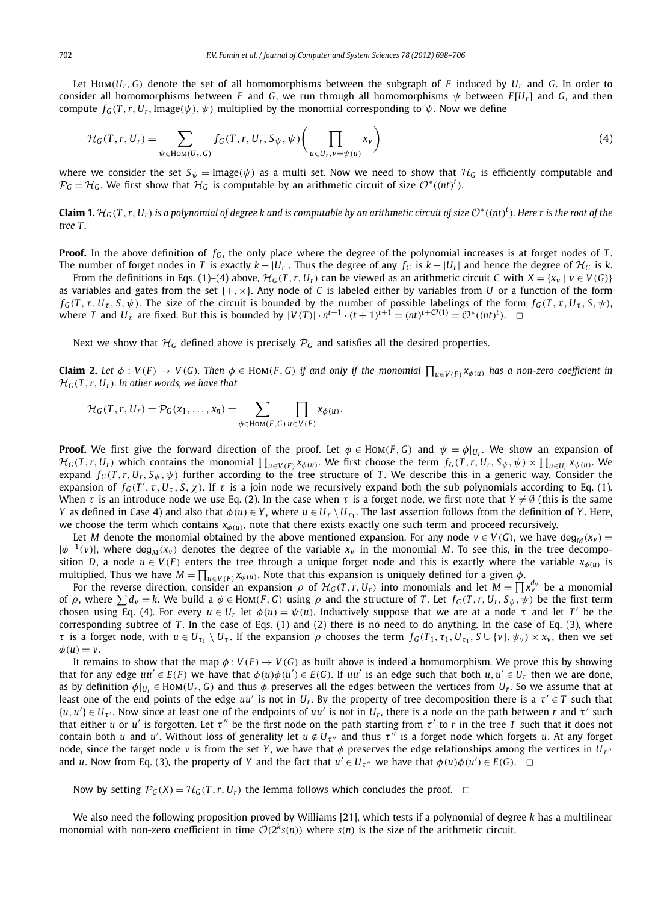Let $\text{Hom}(U_r, G)$ denote the set of all homomorphisms between the subgraph of $F$ induced by $U_r$ and $G$. In order to consider all homomorphisms between $F$ and $G$, we run through all homomorphisms $\psi$ between $F[U_r]$ and $G$, and then compute $f_G(T, r, U_r, \text{Image}(\psi), \psi)$ multiplied by the monomial corresponding to $\psi$. Now we define

$$\mathcal{H}_G(T, r, U_r) = \sum_{\psi \in \text{Hom}(U_r, G)} f_G(T, r, U_r, S_\psi, \psi) \left( \prod_{u \in U_r, v = \psi(u)} x_v \right) \tag{4}$$

where we consider the set $S_\psi = \text{Image}(\psi)$ as a multi set. Now we need to show that $\mathcal{H}_G$ is efficiently computable and $\mathcal{P}_G = \mathcal{H}_G$. We first show that $\mathcal{H}_G$ is computable by an arithmetic circuit of size $\mathcal{O}^*((nt)^t)$.

**Claim 1.** *$\mathcal{H}_G(T, r, U_r)$ is a polynomial of degree $k$ and is computable by an arithmetic circuit of size $\mathcal{O}^*((nt)^t)$. Here $r$ is the root of the tree $T$.*

**Proof.** In the above definition of $f_G$, the only place where the degree of the polynomial increases is at forget nodes of $T$. The number of forget nodes in $T$ is exactly $k - |U_r|$. Thus the degree of any $f_G$ is $k - |U_r|$ and hence the degree of $\mathcal{H}_G$ is $k$.

From the definitions in Eqs. (1)–(4) above, $\mathcal{H}_G(T, r, U_r)$ can be viewed as an arithmetic circuit $C$ with $X = \{x_v \mid v \in V(G)\}$ as variables and gates from the set $\{+, \times\}$. Any node of $C$ is labeled either by variables from $U$ or a function of the form $f_G(T, \tau, U_\tau, S, \psi)$. The size of the circuit is bounded by the number of possible labelings of the form $f_G(T, \tau, U_\tau, S, \psi)$, where $T$ and $U_\tau$ are fixed. But this is bounded by $|V(T)| \cdot n^{t+1} \cdot (t+1)^{t+1} = (nt)^{t + \mathcal{O}(1)} = \mathcal{O}^*((nt)^t)$. $\square$

Next we show that $\mathcal{H}_G$ defined above is precisely $\mathcal{P}_G$ and satisfies all the desired properties.

**Claim 2.** *Let $\phi : V(F) \to V(G)$. Then $\phi \in \text{Hom}(F, G)$ if and only if the monomial $\prod_{u \in V(F)} x_{\phi(u)}$ has a non-zero coefficient in $\mathcal{H}_G(T, r, U_r)$. In other words, we have that*

$$\mathcal{H}_G(T, r, U_r) = \mathcal{P}_G(x_1, \ldots, x_n) = \sum_{\phi \in \text{Hom}(F,G)} \prod_{u \in V(F)} x_{\phi(u)}.$$

**Proof.** We first give the forward direction of the proof. Let $\phi \in \text{Hom}(F, G)$ and $\psi = \phi|_{U_r}$. We show an expansion of $\mathcal{H}_G(T, r, U_r)$ which contains the monomial $\prod_{u \in V(F)} x_{\phi(u)}$. We first choose the term $f_G(T, r, U_r, S_\psi, \psi) \times \prod_{u \in U_r} x_{\psi(u)}$. We expand $f_G(T, r, U_r, S_\psi, \psi)$ further according to the tree structure of $T$. We describe this in a generic way. Consider the expansion of $f_G(T', \tau, U_\tau, S, \chi)$. If $\tau$ is a join node we recursively expand both the sub polynomials according to Eq. (1). When $\tau$ is an introduce node we use Eq. (2). In the case when $\tau$ is a forget node, we first note that $Y \neq \emptyset$ (this is the same $Y$ as defined in Case 4) and also that $\phi(u) \in Y$, where $u \in U_\tau \setminus U_{\tau_1}$. The last assertion follows from the definition of $Y$. Here, we choose the term which contains $x_{\phi(u)}$, note that there exists exactly one such term and proceed recursively.

Let $M$ denote the monomial obtained by the above mentioned expansion. For any node $v \in V(G)$, we have $\text{deg}_M(x_v) = |\phi^{-1}(v)|$, where $\text{deg}_M(x_v)$ denotes the degree of the variable $x_v$ in the monomial $M$. To see this, in the tree decomposition $D$, a node $u \in V(F)$ enters the tree through a unique forget node and this is exactly where the variable $x_{\phi(u)}$ is multiplied. Thus we have $M = \prod_{u \in V(F)} x_{\phi(u)}$. Note that this expansion is uniquely defined for a given $\phi$.

For the reverse direction, consider an expansion $\rho$ of $\mathcal{H}_G(T, r, U_r)$ into monomials and let $M = \prod x_v^{d_v}$ be a monomial of $\rho$, where $\sum d_v = k$. We build a $\phi \in \text{Hom}(F, G)$ using $\rho$ and the structure of $T$. Let $f_G(T, r, U_r, S_\psi, \psi)$ be the first term chosen using Eq. (4). For every $u \in U_r$ let $\phi(u) = \psi(u)$. Inductively suppose that we are at a node $\tau$ and let $T'$ be the corresponding subtree of $T$. In the case of Eqs. (1) and (2) there is no need to do anything. In the case of Eq. (3), where $\tau$ is a forget node, with $u \in U_{\tau_1} \setminus U_\tau$. If the expansion $\rho$ chooses the term $f_G(T_1, \tau_1, U_{\tau_1}, S \cup \{v\}, \psi_v) \times x_v$, then we set $\phi(u) = v$.

It remains to show that the map $\phi : V(F) \to V(G)$ as built above is indeed a homomorphism. We prove this by showing that for any edge $uu' \in E(F)$ we have that $\phi(u)\phi(u') \in E(G)$. If $uu'$ is an edge such that both $u, u' \in U_r$ then we are done, as by definition $\phi|_{U_r} \in \text{Hom}(U_r, G)$ and thus $\phi$ preserves all the edges between the vertices from $U_r$. So we assume that at least one of the end points of the edge $uu'$ is not in $U_r$. By the property of tree decomposition there is a $\tau' \in T$ such that $\{u, u'\} \in U_{\tau'}$. Now since at least one of the endpoints of $uu'$ is not in $U_r$, there is a node on the path between $r$ and $\tau'$ such that either $u$ or $u'$ is forgotten. Let $\tau''$ be the first node on the path starting from $\tau'$ to $r$ in the tree $T$ such that it does not contain both $u$ and $u'$. Without loss of generality let $u \notin U_{\tau''}$ and thus $\tau''$ is a forget node which forgets $u$. At any forget node, since the target node $v$ is from the set $Y$, we have that $\phi$ preserves the edge relationships among the vertices in $U_{\tau''}$ and $u$. Now from Eq. (3), the property of $Y$ and the fact that $u' \in U_{\tau''}$ we have that $\phi(u)\phi(u') \in E(G)$. $\square$

Now by setting $\mathcal{P}_G(X) = \mathcal{H}_G(T, r, U_r)$ the lemma follows which concludes the proof. $\square$

We also need the following proposition proved by Williams [21], which tests if a polynomial of degree $k$ has a multilinear monomial with non-zero coefficient in time $\mathcal{O}(2^k s(n))$ where $s(n)$ is the size of the arithmetic circuit.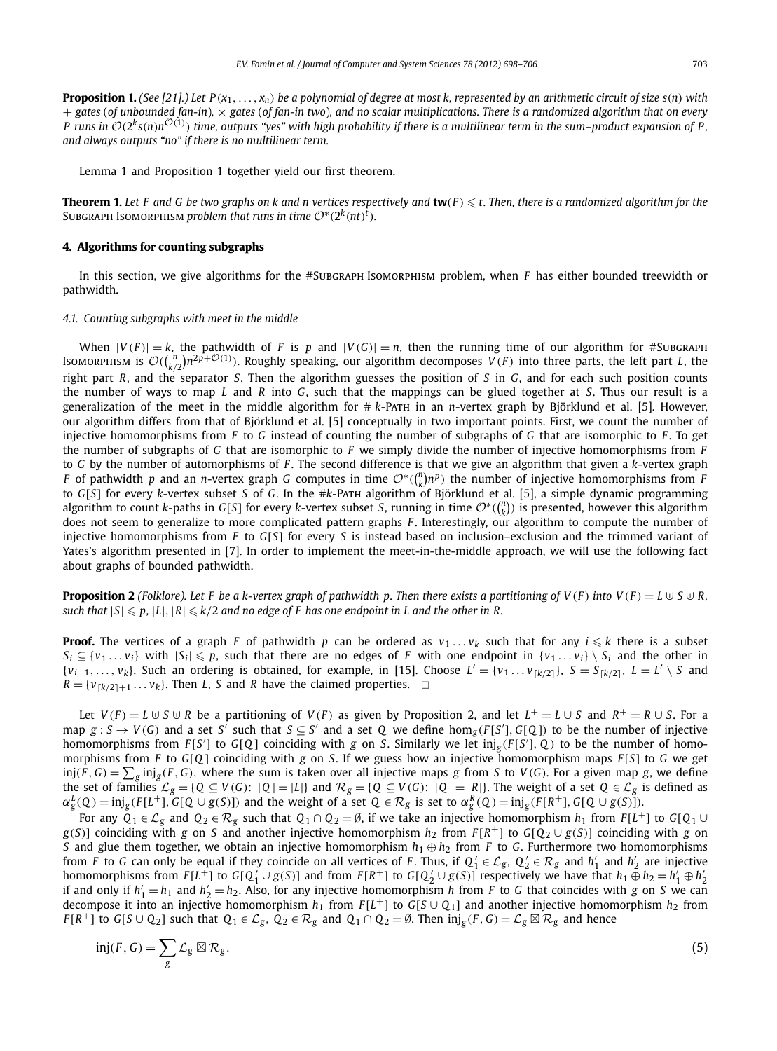**Proposition 1.** *(See [21].) Let $P(x_1, \ldots, x_n)$ be a polynomial of degree at most $k$, represented by an arithmetic circuit of size $s(n)$ with $+$ gates (of unbounded fan-in), $\times$ gates (of fan-in two), and no scalar multiplications. There is a randomized algorithm that on every $P$ runs in $\mathcal{O}(2^k s(n) n^{\mathcal{O}(1)})$ time, outputs "yes" with high probability if there is a multilinear term in the sum–product expansion of $P$, and always outputs "no" if there is no multilinear term.*

Lemma 1 and Proposition 1 together yield our first theorem.

**Theorem 1.** *Let $F$ and $G$ be two graphs on $k$ and $n$ vertices respectively and $\mathbf{tw}(F) \leqslant t$. Then, there is a randomized algorithm for the* Subgraph Isomorphism *problem that runs in time $\mathcal{O}^*(2^k (nt)^t)$.*

## 4. Algorithms for counting subgraphs

In this section, we give algorithms for the #Subgraph Isomorphism problem, when $F$ has either bounded treewidth or pathwidth.

### 4.1. Counting subgraphs with meet in the middle

When $|V(F)| = k$, the pathwidth of $F$ is $p$ and $|V(G)| = n$, then the running time of our algorithm for #Subgraph Isomorphism is $\mathcal{O}(\binom{n}{k/2} n^{2p+\mathcal{O}(1)})$. Roughly speaking, our algorithm decomposes $V(F)$ into three parts, the left part $L$, the right part $R$, and the separator $S$. Then the algorithm guesses the position of $S$ in $G$, and for each such position counts the number of ways to map $L$ and $R$ into $G$, such that the mappings can be glued together at $S$. Thus our result is a generalization of the meet in the middle algorithm for # $k$-Path in an $n$-vertex graph by Björklund et al. [5]. However, our algorithm differs from that of Björklund et al. [5] conceptually in two important points. First, we count the number of injective homomorphisms from $F$ to $G$ instead of counting the number of subgraphs of $G$ that are isomorphic to $F$. To get the number of subgraphs of $G$ that are isomorphic to $F$ we simply divide the number of injective homomorphisms from $F$ to $G$ by the number of automorphisms of $F$. The second difference is that we give an algorithm that given a $k$-vertex graph $F$ of pathwidth $p$ and an $n$-vertex graph $G$ computes in time $\mathcal{O}^*(\binom{n}{k} n^p)$ the number of injective homomorphisms from $F$ to $G[S]$ for every $k$-vertex subset $S$ of $G$. In the #$k$-Path algorithm of Björklund et al. [5], a simple dynamic programming algorithm to count $k$-paths in $G[S]$ for every $k$-vertex subset $S$, running in time $\mathcal{O}^*(\binom{n}{k})$ is presented, however this algorithm does not seem to generalize to more complicated pattern graphs $F$. Interestingly, our algorithm to compute the number of injective homomorphisms from $F$ to $G[S]$ for every $S$ is instead based on inclusion–exclusion and the trimmed variant of Yates's algorithm presented in [7]. In order to implement the meet-in-the-middle approach, we will use the following fact about graphs of bounded pathwidth.

**Proposition 2** *(Folklore). Let $F$ be a $k$-vertex graph of pathwidth $p$. Then there exists a partitioning of $V(F)$ into $V(F) = L \uplus S \uplus R$, such that $|S| \leqslant p$, $|L|, |R| \leqslant k/2$ and no edge of $F$ has one endpoint in $L$ and the other in $R$.*

**Proof.** The vertices of a graph $F$ of pathwidth $p$ can be ordered as $v_1 \ldots v_k$ such that for any $i \leqslant k$ there is a subset $S_i \subseteq \{v_1 \ldots v_i\}$ with $|S_i| \leqslant p$, such that there are no edges of $F$ with one endpoint in $\{v_1 \ldots v_i\} \setminus S_i$ and the other in $\{v_{i+1}, \ldots, v_k\}$. Such an ordering is obtained, for example, in [15]. Choose $L' = \{v_1 \ldots v_{\lceil k/2 \rceil}\}$, $S = S_{\lceil k/2 \rceil}$, $L = L' \setminus S$ and $R = \{v_{\lceil k/2 \rceil + 1} \ldots v_k\}$. Then $L$, $S$ and $R$ have the claimed properties. $\square$

Let $V(F) = L \uplus S \uplus R$ be a partitioning of $V(F)$ as given by Proposition 2, and let $L^+ = L \cup S$ and $R^+ = R \cup S$. For a map $g : S \to V(G)$ and a set $S'$ such that $S \subseteq S'$ and a set $Q$ we define $\hom_g(F[S'], G[Q])$ to be the number of injective homomorphisms from $F[S']$ to $G[Q]$ coinciding with $g$ on $S$. Similarly we let $\mathrm{inj}_g(F[S'], Q)$ to be the number of homomorphisms from $F$ to $G[Q]$ coinciding with $g$ on $S$. If we guess how an injective homomorphism maps $F[S]$ to $G$ we get $\mathrm{inj}(F, G) = \sum_g \mathrm{inj}_g(F, G)$, where the sum is taken over all injective maps $g$ from $S$ to $V(G)$. For a given map $g$, we define the set of families $\mathcal{L}_g = \{Q \subseteq V(G)\colon |Q| = |L|\}$ and $\mathcal{R}_g = \{Q \subseteq V(G)\colon |Q| = |R|\}$. The weight of a set $Q \in \mathcal{L}_g$ is defined as $\alpha_g^L(Q) = \mathrm{inj}_g(F[L^+], G[Q \cup g(S)])$ and the weight of a set $Q \in \mathcal{R}_g$ is set to $\alpha_g^R(Q) = \mathrm{inj}_g(F[R^+], G[Q \cup g(S)])$.

For any $Q_1 \in \mathcal{L}_g$ and $Q_2 \in \mathcal{R}_g$ such that $Q_1 \cap Q_2 = \emptyset$, if we take an injective homomorphism $h_1$ from $F[L^+]$ to $G[Q_1 \cup g(S)]$ coinciding with $g$ on $S$ and another injective homomorphism $h_2$ from $F[R^+]$ to $G[Q_2 \cup g(S)]$ coinciding with $g$ on $S$ and glue them together, we obtain an injective homomorphism $h_1 \oplus h_2$ from $F$ to $G$. Furthermore two homomorphisms from $F$ to $G$ can only be equal if they coincide on all vertices of $F$. Thus, if $Q_1' \in \mathcal{L}_g$, $Q_2' \in \mathcal{R}_g$ and $h_1'$ and $h_2'$ are injective homomorphisms from $F[L^+]$ to $G[Q_1' \cup g(S)]$ and from $F[R^+]$ to $G[Q_2' \cup g(S)]$ respectively we have that $h_1 \oplus h_2 = h_1' \oplus h_2'$ if and only if $h_1' = h_1$ and $h_2' = h_2$. Also, for any injective homomorphism $h$ from $F$ to $G$ that coincides with $g$ on $S$ we can decompose it into an injective homomorphism $h_1$ from $F[L^+]$ to $G[S \cup Q_1]$ and another injective homomorphism $h_2$ from $F[R^+]$ to $G[S \cup Q_2]$ such that $Q_1 \in \mathcal{L}_g$, $Q_2 \in \mathcal{R}_g$ and $Q_1 \cap Q_2 = \emptyset$. Then $\mathrm{inj}_g(F, G) = \mathcal{L}_g \boxtimes \mathcal{R}_g$ and hence

$$\mathrm{inj}(F, G) = \sum_g \mathcal{L}_g \boxtimes \mathcal{R}_g. \tag{5}$$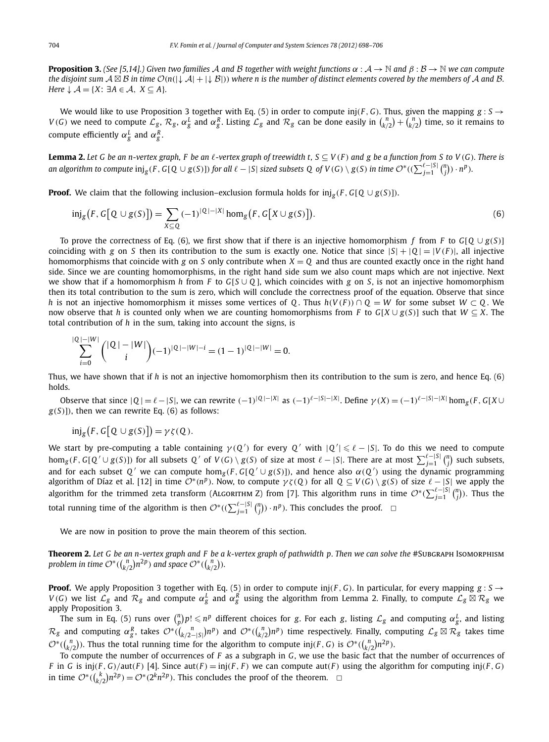**Proposition 3.** *(See [5,14].) Given two families $\mathcal{A}$ and $\mathcal{B}$ together with weight functions $\alpha : \mathcal{A} \to \mathbb{N}$ and $\beta : \mathcal{B} \to \mathbb{N}$ we can compute the disjoint sum $\mathcal{A} \boxtimes \mathcal{B}$ in time $\mathcal{O}(n(|\downarrow \mathcal{A}| + |\downarrow \mathcal{B}|))$ where $n$ is the number of distinct elements covered by the members of $\mathcal{A}$ and $\mathcal{B}$. Here $\downarrow \mathcal{A} = \{X\colon \exists A \in \mathcal{A},\ X \subseteq A\}$.*

We would like to use Proposition 3 together with Eq. (5) in order to compute $\mathrm{inj}(F, G)$. Thus, given the mapping $g : S \to V(G)$ we need to compute $\mathcal{L}_g$, $\mathcal{R}_g$, $\alpha_g^L$ and $\alpha_g^R$. Listing $\mathcal{L}_g$ and $\mathcal{R}_g$ can be done easily in $\binom{n}{k/2} + \binom{n}{k/2}$ time, so it remains to compute efficiently $\alpha_g^L$ and $\alpha_g^R$.

**Lemma 2.** *Let $G$ be an $n$-vertex graph, $F$ be an $\ell$-vertex graph of treewidth $t$, $S \subseteq V(F)$ and $g$ be a function from $S$ to $V(G)$. There is an algorithm to compute $\mathrm{inj}_g(F, G[Q \cup g(S)])$ for all $\ell - |S|$ sized subsets $Q$ of $V(G) \setminus g(S)$ in time $\mathcal{O}^*((\sum_{j=1}^{\ell-|S|} \binom{n}{j}) \cdot n^p)$.*

**Proof.** We claim that the following inclusion–exclusion formula holds for $\mathrm{inj}_g(F, G[Q \cup g(S)])$.

$$\mathrm{inj}_g\big(F, G\big[Q \cup g(S)\big]\big) = \sum_{X \subseteq Q} (-1)^{|Q|-|X|} \hom_g\big(F, G\big[X \cup g(S)\big]\big). \tag{6}$$

To prove the correctness of Eq. (6), we first show that if there is an injective homomorphism $f$ from $F$ to $G[Q \cup g(S)]$ coinciding with $g$ on $S$ then its contribution to the sum is exactly one. Notice that since $|S| + |Q| = |V(F)|$, all injective homomorphisms that coincide with $g$ on $S$ only contribute when $X = Q$ and thus are counted exactly once in the right hand side. Since we are counting homomorphisms, in the right hand side sum we also count maps which are not injective. Next we show that if a homomorphism $h$ from $F$ to $G[S \cup Q]$, which coincides with $g$ on $S$, is not an injective homomorphism then its total contribution to the sum is zero, which will conclude the correctness proof of the equation. Observe that since $h$ is not an injective homomorphism it misses some vertices of $Q$. Thus $h(V(F)) \cap Q = W$ for some subset $W \subset Q$. We now observe that $h$ is counted only when we are counting homomorphisms from $F$ to $G[X \cup g(S)]$ such that $W \subseteq X$. The total contribution of $h$ in the sum, taking into account the signs, is

$$\sum_{i=0}^{|Q|-|W|} \binom{|Q| - |W|}{i} (-1)^{|Q|-|W|-i} = (1-1)^{|Q|-|W|} = 0.$$

Thus, we have shown that if $h$ is not an injective homomorphism then its contribution to the sum is zero, and hence Eq. (6) holds.

Observe that since $|Q| = \ell - |S|$, we can rewrite $(-1)^{|Q|-|X|}$ as $(-1)^{\ell-|S|-|X|}$. Define $\gamma(X) = (-1)^{\ell-|S|-|X|} \hom_g(F, G[X \cup g(S)])$, then we can rewrite Eq. (6) as follows:

$$\mathrm{inj}_g\big(F, G\big[Q \cup g(S)\big]\big) = \gamma\zeta(Q).$$

We start by pre-computing a table containing $\gamma(Q')$ for every $Q'$ with $|Q'| \leqslant \ell - |S|$. To do this we need to compute $\hom_g(F, G[Q' \cup g(S)])$ for all subsets $Q'$ of $V(G) \setminus g(S)$ of size at most $\ell - |S|$. There are at most $\sum_{j=1}^{\ell-|S|} \binom{n}{j}$ such subsets, and for each subset $Q'$ we can compute $\hom_g(F, G[Q' \cup g(S)])$, and hence also $\alpha(Q')$ using the dynamic programming algorithm of Díaz et al. [12] in time $\mathcal{O}^*(n^p)$. Now, to compute $\gamma\zeta(Q)$ for all $Q \subseteq V(G) \setminus g(S)$ of size $\ell - |S|$ we apply the algorithm for the trimmed zeta transform (Algorithm Z) from [7]. This algorithm runs in time $\mathcal{O}^*(\sum_{j=1}^{\ell-|S|} \binom{n}{j})$. Thus the total running time of the algorithm is then $\mathcal{O}^*((\sum_{j=1}^{\ell-|S|} \binom{n}{j}) \cdot n^p)$. This concludes the proof. $\square$

We are now in position to prove the main theorem of this section.

**Theorem 2.** *Let $G$ be an $n$-vertex graph and $F$ be a $k$-vertex graph of pathwidth $p$. Then we can solve the* #Subgraph Isomorphism *problem in time $\mathcal{O}^*(\binom{n}{k/2} n^{2p})$ and space $\mathcal{O}^*(\binom{n}{k/2})$.*

**Proof.** We apply Proposition 3 together with Eq. (5) in order to compute $\mathrm{inj}(F, G)$. In particular, for every mapping $g : S \to V(G)$ we list $\mathcal{L}_g$ and $\mathcal{R}_g$ and compute $\alpha_g^L$ and $\alpha_g^R$ using the algorithm from Lemma 2. Finally, to compute $\mathcal{L}_g \boxtimes \mathcal{R}_g$ we apply Proposition 3.

The sum in Eq. (5) runs over $\binom{n}{p} p! \leqslant n^p$ different choices for $g$. For each $g$, listing $\mathcal{L}_g$ and computing $\alpha_g^L$, and listing $\mathcal{R}_g$ and computing $\alpha_g^R$, takes $\mathcal{O}^*(\binom{n}{k/2-|S|} n^p)$ and $\mathcal{O}^*(\binom{n}{k/2} n^p)$ time respectively. Finally, computing $\mathcal{L}_g \boxtimes \mathcal{R}_g$ takes time $\mathcal{O}^*(\binom{n}{k/2})$. Thus the total running time for the algorithm to compute $\mathrm{inj}(F, G)$ is $\mathcal{O}^*(\binom{n}{k/2} n^{2p})$.

To compute the number of occurrences of $F$ as a subgraph in $G$, we use the basic fact that the number of occurrences of $F$ in $G$ is $\mathrm{inj}(F, G)/\mathrm{aut}(F)$ [4]. Since $\mathrm{aut}(F) = \mathrm{inj}(F, F)$ we can compute $\mathrm{aut}(F)$ using the algorithm for computing $\mathrm{inj}(F, G)$ in time $\mathcal{O}^*(\binom{k}{k/2} n^{2p}) = \mathcal{O}^*(2^k n^{2p})$. This concludes the proof of the theorem. $\square$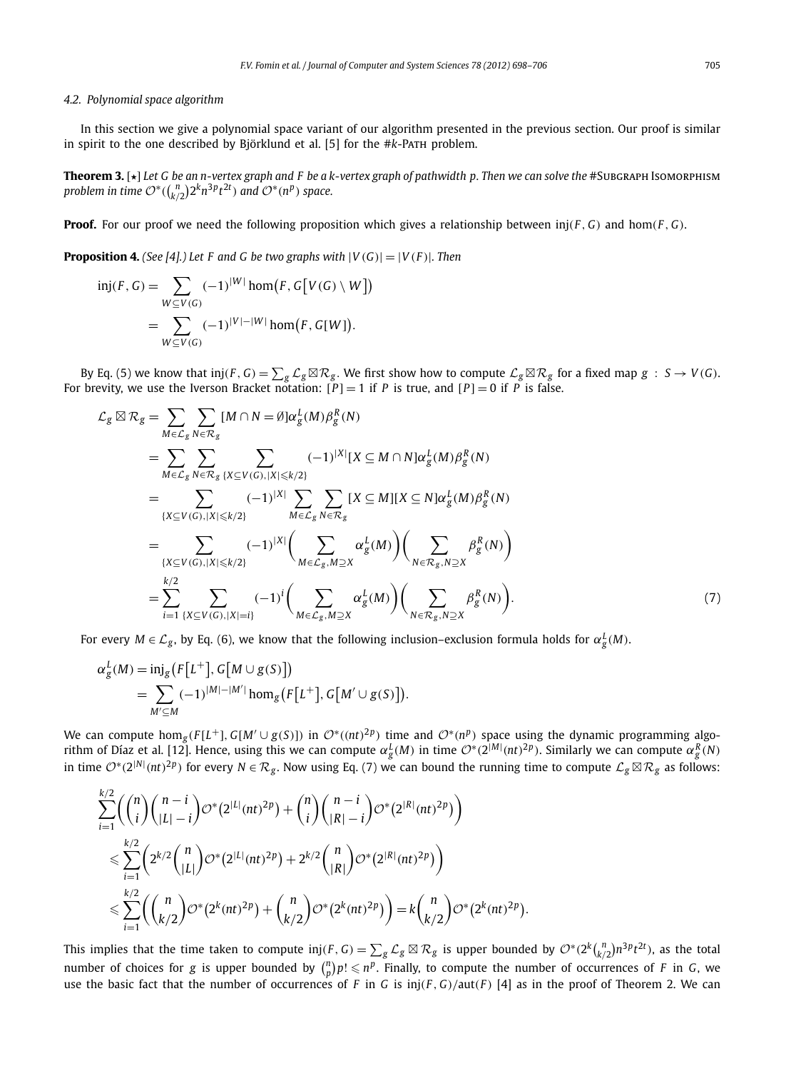### 4.2. Polynomial space algorithm

In this section we give a polynomial space variant of our algorithm presented in the previous section. Our proof is similar in spirit to the one described by Björklund et al. [5] for the #*k*-Path problem.

**Theorem 3.** [$\star$] *Let $G$ be an $n$-vertex graph and $F$ be a $k$-vertex graph of pathwidth $p$. Then we can solve the* #Subgraph Isomorphism *problem in time $\mathcal{O}^*(\binom{n}{k/2}2^k n^{3p} t^{2t})$ and $\mathcal{O}^*(n^p)$ space.*

**Proof.** For our proof we need the following proposition which gives a relationship between $\mathrm{inj}(F, G)$ and $\mathrm{hom}(F, G)$.

**Proposition 4.** *(See [4].) Let $F$ and $G$ be two graphs with $|V(G)| = |V(F)|$. Then*

$$\begin{aligned}
\mathrm{inj}(F, G) &= \sum_{W \subseteq V(G)} (-1)^{|W|} \hom\big(F, G\big[V(G) \setminus W\big]\big) \\
&= \sum_{W \subseteq V(G)} (-1)^{|V|-|W|} \hom\big(F, G[W]\big).
\end{aligned}$$

By Eq. (5) we know that $\mathrm{inj}(F, G) = \sum_g \mathcal{L}_g \boxtimes \mathcal{R}_g$. We first show how to compute $\mathcal{L}_g \boxtimes \mathcal{R}_g$ for a fixed map $g : S \to V(G)$. For brevity, we use the Iverson Bracket notation: $[P] = 1$ if $P$ is true, and $[P] = 0$ if $P$ is false.

$$\begin{aligned}
\mathcal{L}_g \boxtimes \mathcal{R}_g &= \sum_{M \in \mathcal{L}_g} \sum_{N \in \mathcal{R}_g} [M \cap N = \emptyset] \alpha_g^L(M) \beta_g^R(N) \\
&= \sum_{M \in \mathcal{L}_g} \sum_{N \in \mathcal{R}_g} \sum_{\{X \subseteq V(G), |X| \leqslant k/2\}} (-1)^{|X|} [X \subseteq M \cap N] \alpha_g^L(M) \beta_g^R(N) \\
&= \sum_{\{X \subseteq V(G), |X| \leqslant k/2\}} (-1)^{|X|} \sum_{M \in \mathcal{L}_g} \sum_{N \in \mathcal{R}_g} [X \subseteq M][X \subseteq N] \alpha_g^L(M) \beta_g^R(N) \\
&= \sum_{\{X \subseteq V(G), |X| \leqslant k/2\}} (-1)^{|X|} \bigg(\sum_{M \in \mathcal{L}_g, M \supseteq X} \alpha_g^L(M)\bigg)\bigg(\sum_{N \in \mathcal{R}_g, N \supseteq X} \beta_g^R(N)\bigg) \\
&= \sum_{i=1}^{k/2} \sum_{\{X \subseteq V(G), |X| = i\}} (-1)^i \bigg(\sum_{M \in \mathcal{L}_g, M \supseteq X} \alpha_g^L(M)\bigg)\bigg(\sum_{N \in \mathcal{R}_g, N \supseteq X} \beta_g^R(N)\bigg). \qquad (7)
\end{aligned}$$

For every $M \in \mathcal{L}_g$, by Eq. (6), we know that the following inclusion–exclusion formula holds for $\alpha_g^L(M)$.

$$\begin{aligned}
\alpha_g^L(M) &= \mathrm{inj}_g\big(F\big[L^+\big], G\big[M \cup g(S)\big]\big) \\
&= \sum_{M' \subseteq M} (-1)^{|M|-|M'|} \hom_g\big(F\big[L^+\big], G\big[M' \cup g(S)\big]\big).
\end{aligned}$$

We can compute $\hom_g(F[L^+], G[M' \cup g(S)])$ in $\mathcal{O}^*((nt)^{2p})$ time and $\mathcal{O}^*(n^p)$ space using the dynamic programming algorithm of Díaz et al. [12]. Hence, using this we can compute $\alpha_g^L(M)$ in time $\mathcal{O}^*(2^{|M|}(nt)^{2p})$. Similarly we can compute $\alpha_g^R(N)$ in time $\mathcal{O}^*(2^{|N|}(nt)^{2p})$ for every $N \in \mathcal{R}_g$. Now using Eq. (7) we can bound the running time to compute $\mathcal{L}_g \boxtimes \mathcal{R}_g$ as follows:

$$\begin{aligned}
&\sum_{i=1}^{k/2} \bigg(\binom{n}{i}\binom{n-i}{|L|-i}\mathcal{O}^*\big(2^{|L|}(nt)^{2p}\big) + \binom{n}{i}\binom{n-i}{|R|-i}\mathcal{O}^*\big(2^{|R|}(nt)^{2p}\big)\bigg) \\
&\quad \leqslant \sum_{i=1}^{k/2} \bigg(2^{k/2}\binom{n}{|L|}\mathcal{O}^*\big(2^{|L|}(nt)^{2p}\big) + 2^{k/2}\binom{n}{|R|}\mathcal{O}^*\big(2^{|R|}(nt)^{2p}\big)\bigg) \\
&\quad \leqslant \sum_{i=1}^{k/2} \bigg(\binom{n}{k/2}\mathcal{O}^*\big(2^k(nt)^{2p}\big) + \binom{n}{k/2}\mathcal{O}^*\big(2^k(nt)^{2p}\big)\bigg) = k\binom{n}{k/2}\mathcal{O}^*\big(2^k(nt)^{2p}\big).
\end{aligned}$$

This implies that the time taken to compute $\mathrm{inj}(F, G) = \sum_g \mathcal{L}_g \boxtimes \mathcal{R}_g$ is upper bounded by $\mathcal{O}^*(2^k\binom{n}{k/2}n^{3p}t^{2t})$, as the total number of choices for $g$ is upper bounded by $\binom{n}{p}p! \leqslant n^p$. Finally, to compute the number of occurrences of $F$ in $G$, we use the basic fact that the number of occurrences of $F$ in $G$ is $\mathrm{inj}(F, G)/\mathrm{aut}(F)$ [4] as in the proof of Theorem 2. We can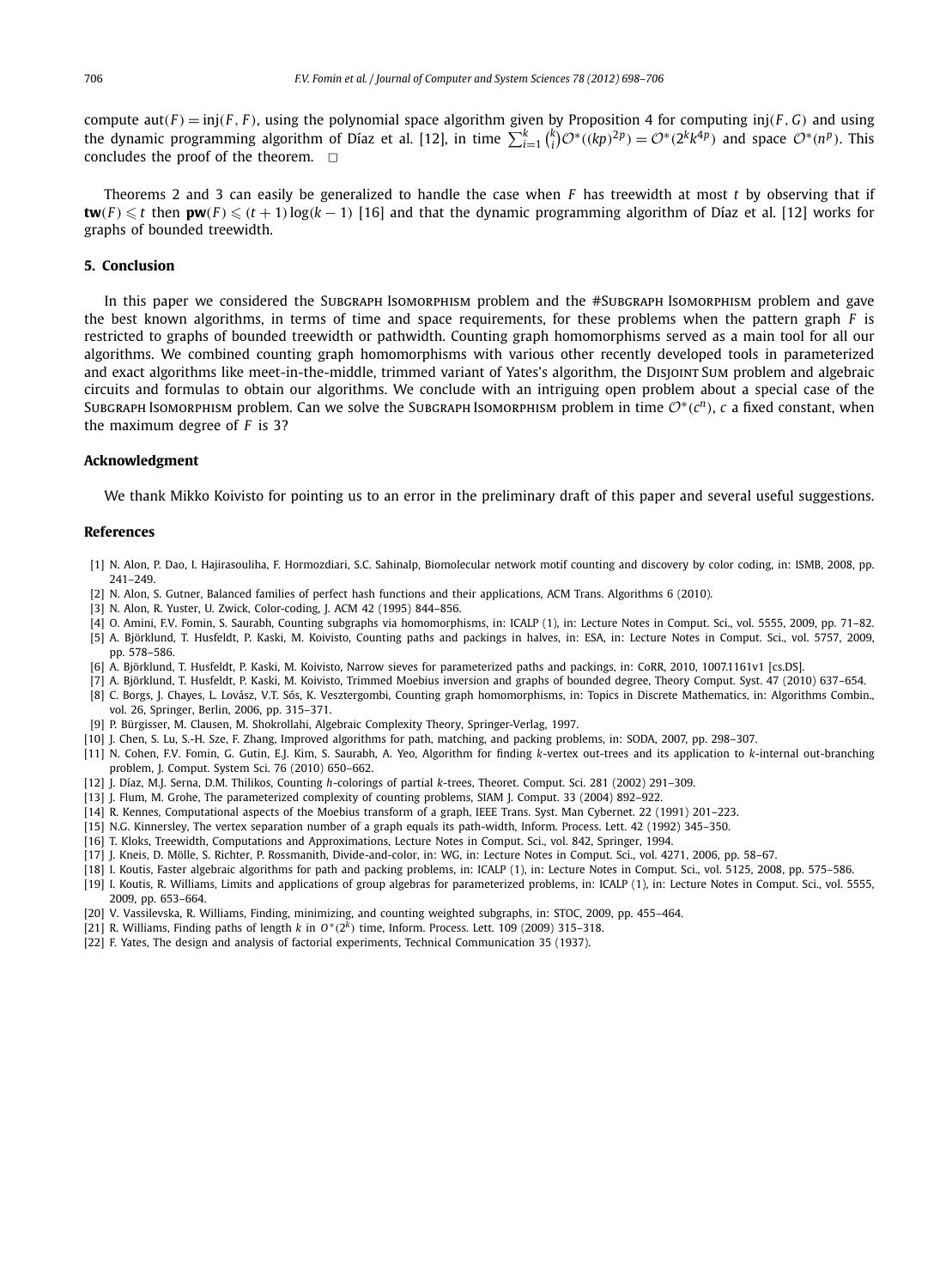compute $\text{aut}(F) = \text{inj}(F, F)$, using the polynomial space algorithm given by Proposition 4 for computing $\text{inj}(F, G)$ and using the dynamic programming algorithm of Díaz et al. [12], in time $\sum_{i=1}^{k} \binom{k}{i} \mathcal{O}^*((kp)^{2p}) = \mathcal{O}^*(2^k k^{4p})$ and space $\mathcal{O}^*(n^p)$. This concludes the proof of the theorem. $\square$

Theorems 2 and 3 can easily be generalized to handle the case when $F$ has treewidth at most $t$ by observing that if $\mathbf{tw}(F) \leqslant t$ then $\mathbf{pw}(F) \leqslant (t+1)\log(k-1)$ [16] and that the dynamic programming algorithm of Díaz et al. [12] works for graphs of bounded treewidth.

## 5. Conclusion

In this paper we considered the Subgraph Isomorphism problem and the #Subgraph Isomorphism problem and gave the best known algorithms, in terms of time and space requirements, for these problems when the pattern graph $F$ is restricted to graphs of bounded treewidth or pathwidth. Counting graph homomorphisms served as a main tool for all our algorithms. We combined counting graph homomorphisms with various other recently developed tools in parameterized and exact algorithms like meet-in-the-middle, trimmed variant of Yates's algorithm, the Disjoint Sum problem and algebraic circuits and formulas to obtain our algorithms. We conclude with an intriguing open problem about a special case of the Subgraph Isomorphism problem. Can we solve the Subgraph Isomorphism problem in time $\mathcal{O}^*(c^n)$, $c$ a fixed constant, when the maximum degree of $F$ is 3?

## Acknowledgment

We thank Mikko Koivisto for pointing us to an error in the preliminary draft of this paper and several useful suggestions.

## References

[1] N. Alon, P. Dao, I. Hajirasouliha, F. Hormozdiari, S.C. Sahinalp, Biomolecular network motif counting and discovery by color coding, in: ISMB, 2008, pp. 241–249.

[2] N. Alon, S. Gutner, Balanced families of perfect hash functions and their applications, ACM Trans. Algorithms 6 (2010).

[3] N. Alon, R. Yuster, U. Zwick, Color-coding, J. ACM 42 (1995) 844–856.

[4] O. Amini, F.V. Fomin, S. Saurabh, Counting subgraphs via homomorphisms, in: ICALP (1), in: Lecture Notes in Comput. Sci., vol. 5555, 2009, pp. 71–82.

[5] A. Björklund, T. Husfeldt, P. Kaski, M. Koivisto, Counting paths and packings in halves, in: ESA, in: Lecture Notes in Comput. Sci., vol. 5757, 2009, pp. 578–586.

[6] A. Björklund, T. Husfeldt, P. Kaski, M. Koivisto, Narrow sieves for parameterized paths and packings, in: CoRR, 2010, 1007.1161v1 [cs.DS].

[7] A. Björklund, T. Husfeldt, P. Kaski, M. Koivisto, Trimmed Moebius inversion and graphs of bounded degree, Theory Comput. Syst. 47 (2010) 637–654.

[8] C. Borgs, J. Chayes, L. Lovász, V.T. Sós, K. Vesztergombi, Counting graph homomorphisms, in: Topics in Discrete Mathematics, in: Algorithms Combin., vol. 26, Springer, Berlin, 2006, pp. 315–371.

[9] P. Bürgisser, M. Clausen, M. Shokrollahi, Algebraic Complexity Theory, Springer-Verlag, 1997.

[10] J. Chen, S. Lu, S.-H. Sze, F. Zhang, Improved algorithms for path, matching, and packing problems, in: SODA, 2007, pp. 298–307.

[11] N. Cohen, F.V. Fomin, G. Gutin, E.J. Kim, S. Saurabh, A. Yeo, Algorithm for finding $k$-vertex out-trees and its application to $k$-internal out-branching problem, J. Comput. System Sci. 76 (2010) 650–662.

[12] J. Díaz, M.J. Serna, D.M. Thilikos, Counting $h$-colorings of partial $k$-trees, Theoret. Comput. Sci. 281 (2002) 291–309.

[13] J. Flum, M. Grohe, The parameterized complexity of counting problems, SIAM J. Comput. 33 (2004) 892–922.

[14] R. Kennes, Computational aspects of the Moebius transform of a graph, IEEE Trans. Syst. Man Cybernet. 22 (1991) 201–223.

[15] N.G. Kinnersley, The vertex separation number of a graph equals its path-width, Inform. Process. Lett. 42 (1992) 345–350.

[16] T. Kloks, Treewidth, Computations and Approximations, Lecture Notes in Comput. Sci., vol. 842, Springer, 1994.

[17] J. Kneis, D. Mölle, S. Richter, P. Rossmanith, Divide-and-color, in: WG, in: Lecture Notes in Comput. Sci., vol. 4271, 2006, pp. 58–67.

[18] I. Koutis, Faster algebraic algorithms for path and packing problems, in: ICALP (1), in: Lecture Notes in Comput. Sci., vol. 5125, 2008, pp. 575–586.

[19] I. Koutis, R. Williams, Limits and applications of group algebras for parameterized problems, in: ICALP (1), in: Lecture Notes in Comput. Sci., vol. 5555, 2009, pp. 653–664.

[20] V. Vassilevska, R. Williams, Finding, minimizing, and counting weighted subgraphs, in: STOC, 2009, pp. 455–464.

[21] R. Williams, Finding paths of length $k$ in $O^*(2^k)$ time, Inform. Process. Lett. 109 (2009) 315–318.

[22] F. Yates, The design and analysis of factorial experiments, Technical Communication 35 (1937).